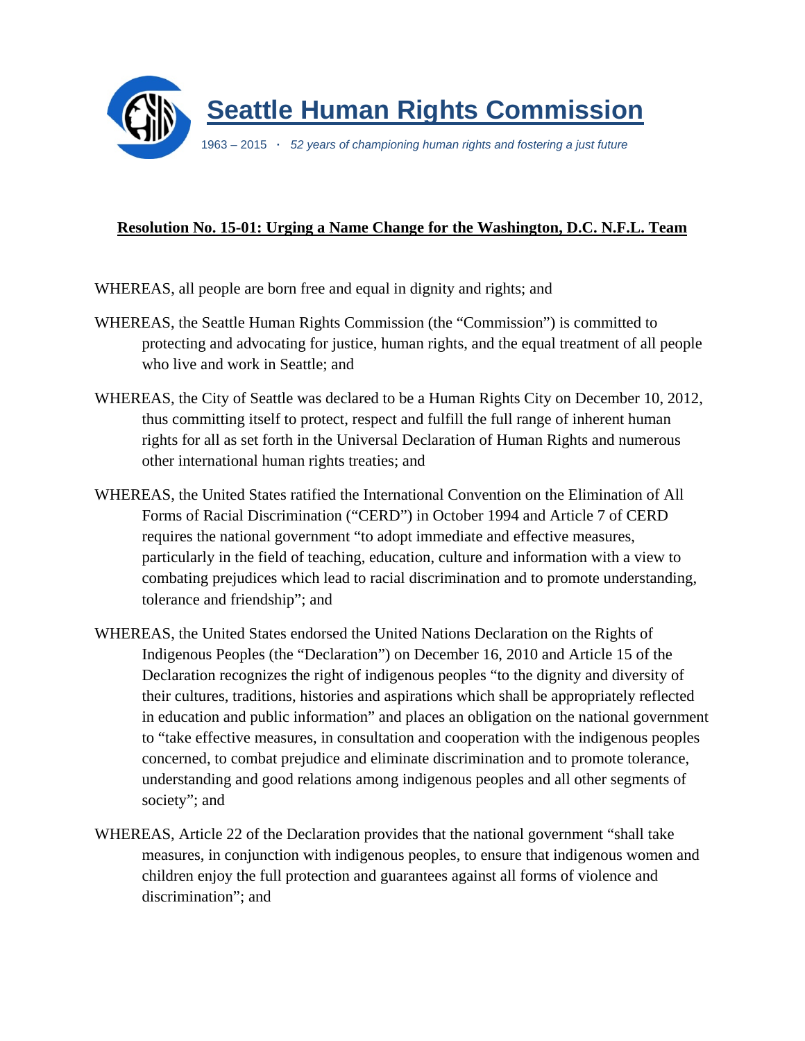# Seattle Human Rights Commission

1963 – 2015 · *52 years of championing human rights and fostering a just future*

## Resolution No. 15-01: Urging a Name Change for the Washington, D.C. N.F.L. Team

WHEREAS, all people are born free and equal in dignity and rights; and

WHEREAS, the Seattle Human Rights Commission (the "Commission") is committed to protecting and advocating for justice, human rights, and the equal treatment of all people who live and work in Seattle; and

WHEREAS, the City of Seattle was declared to be a Human Rights City on December 10, 2012, thus committing itself to protect, respect and fulfill the full range of inherent human rights for all as set forth in the Universal Declaration of Human Rights and numerous other international human rights treaties; and

WHEREAS, the United States ratified the International Convention on the Elimination of All Forms of Racial Discrimination ("CERD") in October 1994 and Article 7 of CERD requires the national government "to adopt immediate and effective measures, particularly in the field of teaching, education, culture and information with a view to combating prejudices which lead to racial discrimination and to promote understanding, tolerance and friendship"; and

WHEREAS, the United States endorsed the United Nations Declaration on the Rights of Indigenous Peoples (the "Declaration") on December 16, 2010 and Article 15 of the Declaration recognizes the right of indigenous peoples "to the dignity and diversity of their cultures, traditions, histories and aspirations which shall be appropriately reflected in education and public information" and places an obligation on the national government to "take effective measures, in consultation and cooperation with the indigenous peoples concerned, to combat prejudice and eliminate discrimination and to promote tolerance, understanding and good relations among indigenous peoples and all other segments of society"; and

WHEREAS, Article 22 of the Declaration provides that the national government "shall take measures, in conjunction with indigenous peoples, to ensure that indigenous women and children enjoy the full protection and guarantees against all forms of violence and discrimination"; and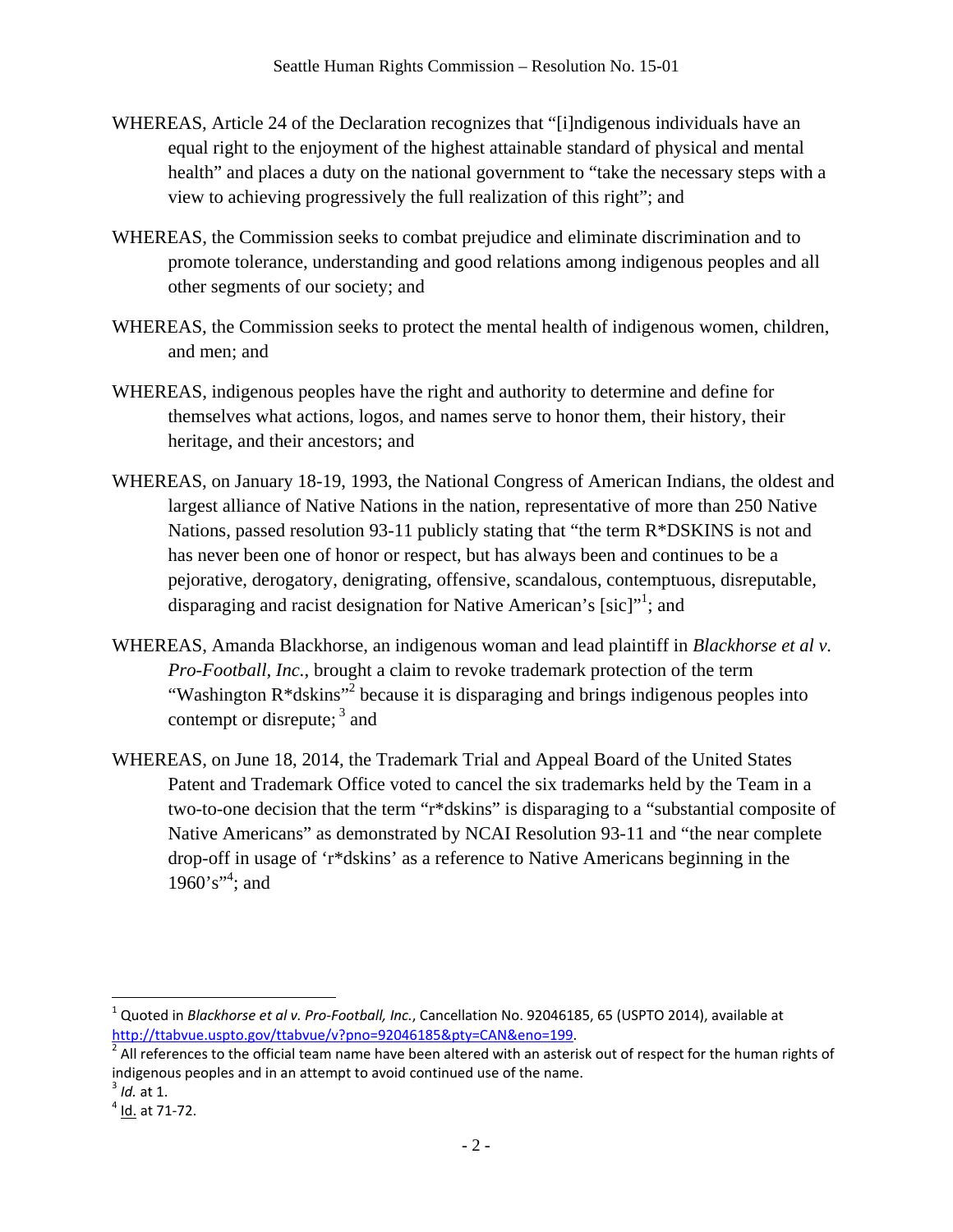WHEREAS, Article 24 of the Declaration recognizes that "[i]ndigenous individuals have an equal right to the enjoyment of the highest attainable standard of physical and mental health" and places a duty on the national government to "take the necessary steps with a view to achieving progressively the full realization of this right"; and

WHEREAS, the Commission seeks to combat prejudice and eliminate discrimination and to promote tolerance, understanding and good relations among indigenous peoples and all other segments of our society; and

WHEREAS, the Commission seeks to protect the mental health of indigenous women, children, and men; and

WHEREAS, indigenous peoples have the right and authority to determine and define for themselves what actions, logos, and names serve to honor them, their history, their heritage, and their ancestors; and

WHEREAS, on January 18-19, 1993, the National Congress of American Indians, the oldest and largest alliance of Native Nations in the nation, representative of more than 250 Native Nations, passed resolution 93-11 publicly stating that "the term R*DSKINS is not and has never been one of honor or respect, but has always been and continues to be a pejorative, derogatory, denigrating, offensive, scandalous, contemptuous, disreputable, disparaging and racist designation for Native American's [sic]"[1]; and

WHEREAS, Amanda Blackhorse, an indigenous woman and lead plaintiff in *Blackhorse et al v. Pro-Football, Inc.*, brought a claim to revoke trademark protection of the term "Washington R*dskins"[2] because it is disparaging and brings indigenous peoples into contempt or disrepute; [3] and

WHEREAS, on June 18, 2014, the Trademark Trial and Appeal Board of the United States Patent and Trademark Office voted to cancel the six trademarks held by the Team in a two-to-one decision that the term "r*dskins" is disparaging to a "substantial composite of Native Americans" as demonstrated by NCAI Resolution 93-11 and "the near complete drop-off in usage of 'r*dskins' as a reference to Native Americans beginning in the 1960's"[4]; and

---

[1] Quoted in *Blackhorse et al v. Pro-Football, Inc.*, Cancellation No. 92046185, 65 (USPTO 2014), available at http://ttabvue.uspto.gov/ttabvue/v?pno=92046185&pty=CAN&eno=199.

[2] All references to the official team name have been altered with an asterisk out of respect for the human rights of indigenous peoples and in an attempt to avoid continued use of the name.

[3] *Id.* at 1.

[4] Id. at 71-72.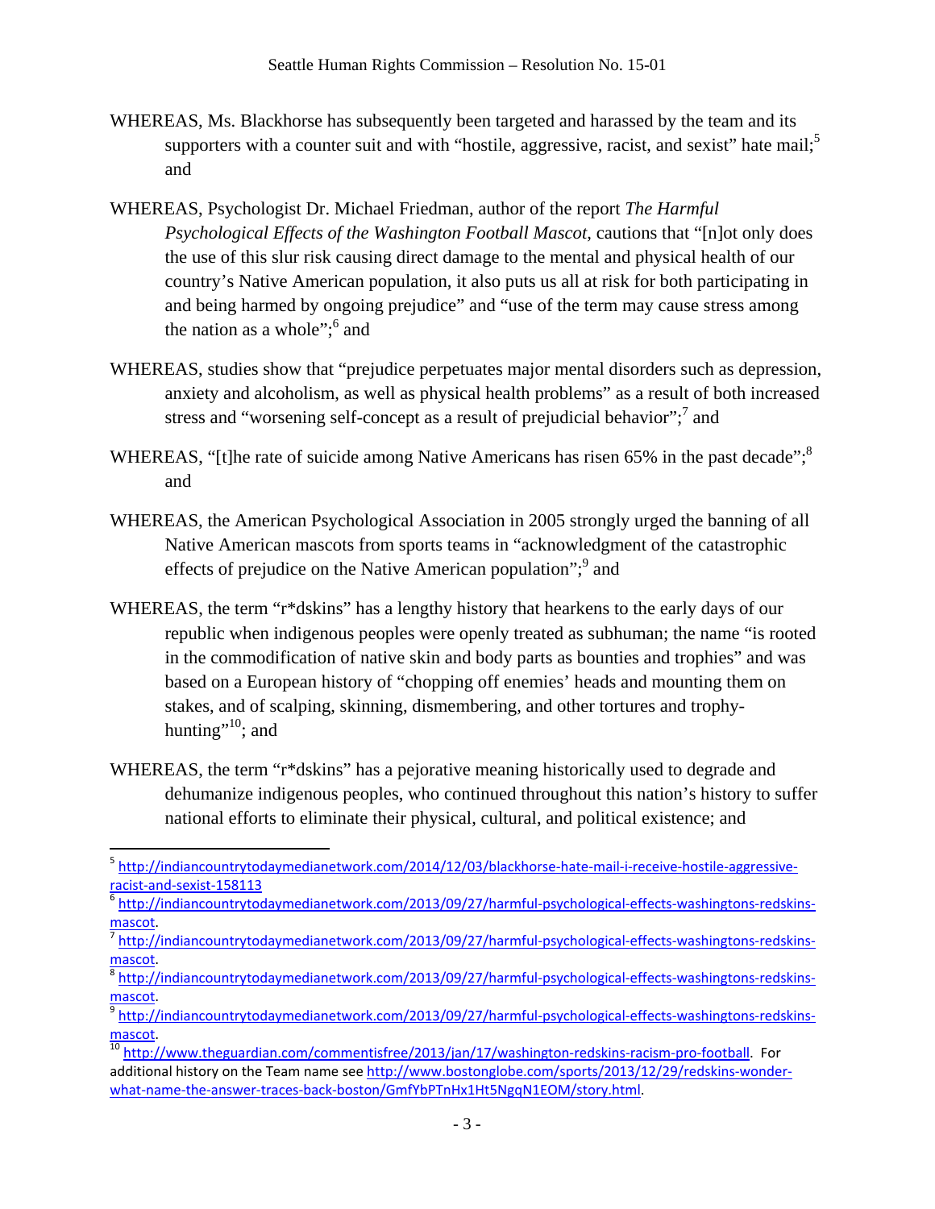WHEREAS, Ms. Blackhorse has subsequently been targeted and harassed by the team and its supporters with a counter suit and with "hostile, aggressive, racist, and sexist" hate mail;[5] and

WHEREAS, Psychologist Dr. Michael Friedman, author of the report *The Harmful Psychological Effects of the Washington Football Mascot*, cautions that "[n]ot only does the use of this slur risk causing direct damage to the mental and physical health of our country's Native American population, it also puts us all at risk for both participating in and being harmed by ongoing prejudice" and "use of the term may cause stress among the nation as a whole";[6] and

WHEREAS, studies show that "prejudice perpetuates major mental disorders such as depression, anxiety and alcoholism, as well as physical health problems" as a result of both increased stress and "worsening self-concept as a result of prejudicial behavior";[7] and

WHEREAS, "[t]he rate of suicide among Native Americans has risen 65% in the past decade";[8] and

WHEREAS, the American Psychological Association in 2005 strongly urged the banning of all Native American mascots from sports teams in "acknowledgment of the catastrophic effects of prejudice on the Native American population";[9] and

WHEREAS, the term "r*dskins" has a lengthy history that hearkens to the early days of our republic when indigenous peoples were openly treated as subhuman; the name "is rooted in the commodification of native skin and body parts as bounties and trophies" and was based on a European history of "chopping off enemies' heads and mounting them on stakes, and of scalping, skinning, dismembering, and other tortures and trophy-hunting"[10]; and

WHEREAS, the term "r*dskins" has a pejorative meaning historically used to degrade and dehumanize indigenous peoples, who continued throughout this nation's history to suffer national efforts to eliminate their physical, cultural, and political existence; and

---

[5] http://indiancountrytodaymedianetwork.com/2014/12/03/blackhorse-hate-mail-i-receive-hostile-aggressive-racist-and-sexist-158113

[6] http://indiancountrytodaymedianetwork.com/2013/09/27/harmful-psychological-effects-washingtons-redskins-mascot.

[7] http://indiancountrytodaymedianetwork.com/2013/09/27/harmful-psychological-effects-washingtons-redskins-mascot.

[8] http://indiancountrytodaymedianetwork.com/2013/09/27/harmful-psychological-effects-washingtons-redskins-mascot.

[9] http://indiancountrytodaymedianetwork.com/2013/09/27/harmful-psychological-effects-washingtons-redskins-mascot.

[10] http://www.theguardian.com/commentisfree/2013/jan/17/washington-redskins-racism-pro-football. For additional history on the Team name see http://www.bostonglobe.com/sports/2013/12/29/redskins-wonder-what-name-the-answer-traces-back-boston/GmfYbPTnHx1Ht5NgqN1EOM/story.html.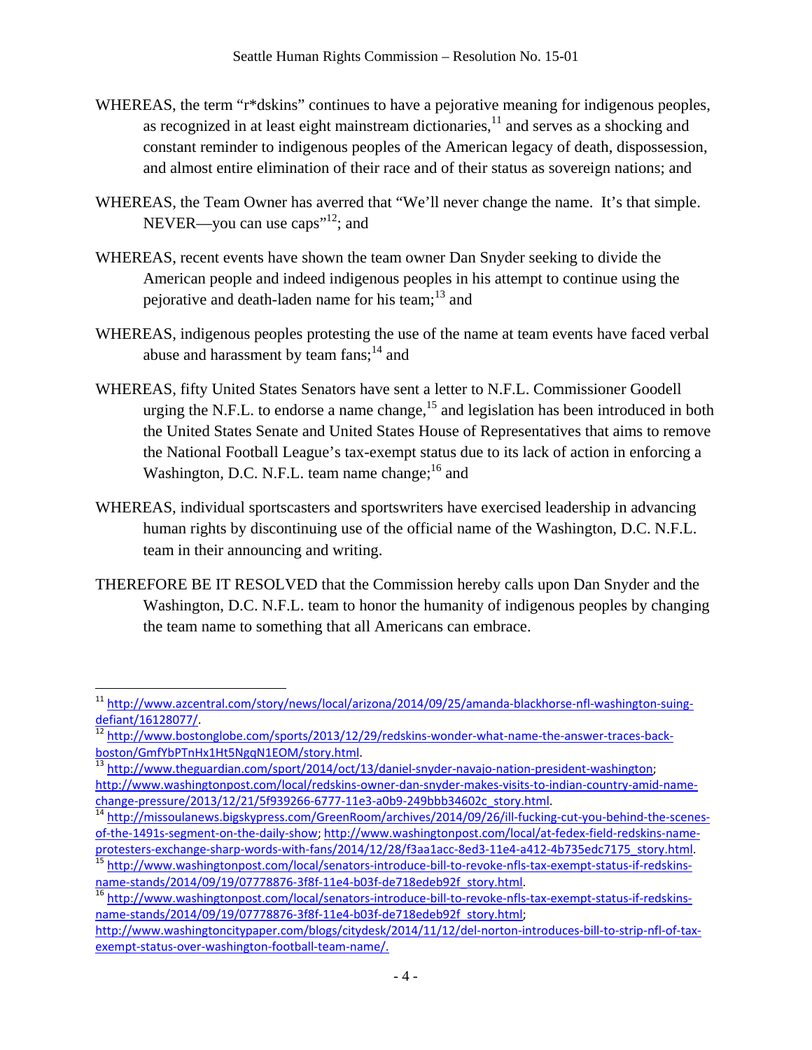WHEREAS, the term "r*dskins" continues to have a pejorative meaning for indigenous peoples, as recognized in at least eight mainstream dictionaries,[11] and serves as a shocking and constant reminder to indigenous peoples of the American legacy of death, dispossession, and almost entire elimination of their race and of their status as sovereign nations; and

WHEREAS, the Team Owner has averred that "We'll never change the name. It's that simple. NEVER—you can use caps"[12]; and

WHEREAS, recent events have shown the team owner Dan Snyder seeking to divide the American people and indeed indigenous peoples in his attempt to continue using the pejorative and death-laden name for his team;[13] and

WHEREAS, indigenous peoples protesting the use of the name at team events have faced verbal abuse and harassment by team fans;[14] and

WHEREAS, fifty United States Senators have sent a letter to N.F.L. Commissioner Goodell urging the N.F.L. to endorse a name change,[15] and legislation has been introduced in both the United States Senate and United States House of Representatives that aims to remove the National Football League's tax-exempt status due to its lack of action in enforcing a Washington, D.C. N.F.L. team name change;[16] and

WHEREAS, individual sportscasters and sportswriters have exercised leadership in advancing human rights by discontinuing use of the official name of the Washington, D.C. N.F.L. team in their announcing and writing.

THEREFORE BE IT RESOLVED that the Commission hereby calls upon Dan Snyder and the Washington, D.C. N.F.L. team to honor the humanity of indigenous peoples by changing the team name to something that all Americans can embrace.

---

[11] http://www.azcentral.com/story/news/local/arizona/2014/09/25/amanda-blackhorse-nfl-washington-suing-defiant/16128077/.

[12] http://www.bostonglobe.com/sports/2013/12/29/redskins-wonder-what-name-the-answer-traces-back-boston/GmfYbPTnHx1Ht5NgqN1EOM/story.html.

[13] http://www.theguardian.com/sport/2014/oct/13/daniel-snyder-navajo-nation-president-washington; http://www.washingtonpost.com/local/redskins-owner-dan-snyder-makes-visits-to-indian-country-amid-name-change-pressure/2013/12/21/5f939266-6777-11e3-a0b9-249bbb34602c_story.html.

[14] http://missoulanews.bigskypress.com/GreenRoom/archives/2014/09/26/ill-fucking-cut-you-behind-the-scenes-of-the-1491s-segment-on-the-daily-show; http://www.washingtonpost.com/local/at-fedex-field-redskins-name-protesters-exchange-sharp-words-with-fans/2014/12/28/f3aa1acc-8ed3-11e4-a412-4b735edc7175_story.html.

[15] http://www.washingtonpost.com/local/senators-introduce-bill-to-revoke-nfls-tax-exempt-status-if-redskins-name-stands/2014/09/19/07778876-3f8f-11e4-b03f-de718edeb92f_story.html.

[16] http://www.washingtonpost.com/local/senators-introduce-bill-to-revoke-nfls-tax-exempt-status-if-redskins-name-stands/2014/09/19/07778876-3f8f-11e4-b03f-de718edeb92f_story.html; http://www.washingtoncitypaper.com/blogs/citydesk/2014/11/12/del-norton-introduces-bill-to-strip-nfl-of-tax-exempt-status-over-washington-football-team-name/.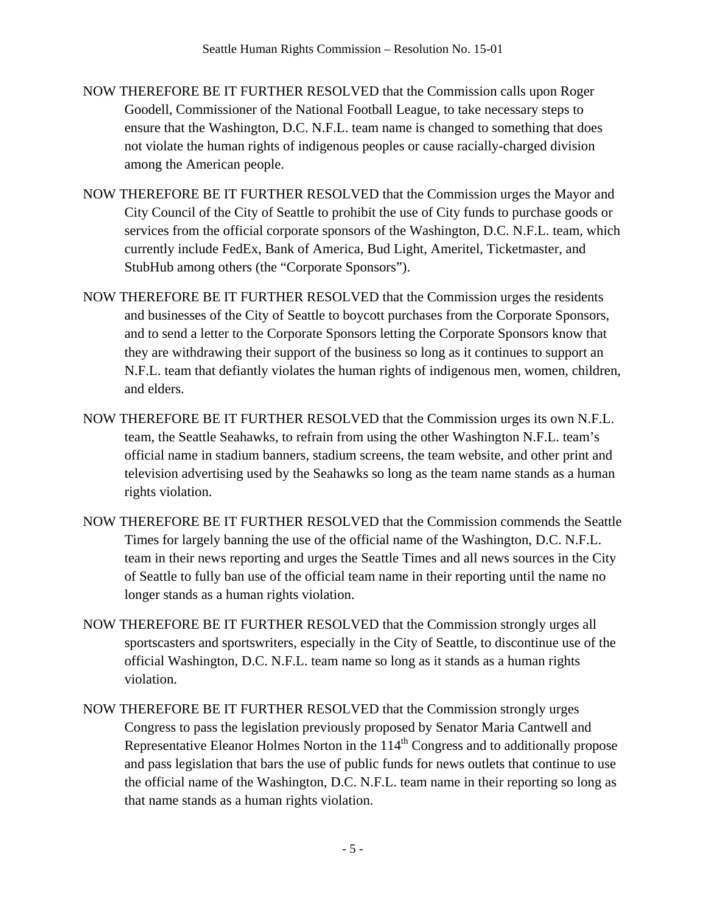NOW THEREFORE BE IT FURTHER RESOLVED that the Commission calls upon Roger Goodell, Commissioner of the National Football League, to take necessary steps to ensure that the Washington, D.C. N.F.L. team name is changed to something that does not violate the human rights of indigenous peoples or cause racially-charged division among the American people.

NOW THEREFORE BE IT FURTHER RESOLVED that the Commission urges the Mayor and City Council of the City of Seattle to prohibit the use of City funds to purchase goods or services from the official corporate sponsors of the Washington, D.C. N.F.L. team, which currently include FedEx, Bank of America, Bud Light, Ameritel, Ticketmaster, and StubHub among others (the "Corporate Sponsors").

NOW THEREFORE BE IT FURTHER RESOLVED that the Commission urges the residents and businesses of the City of Seattle to boycott purchases from the Corporate Sponsors, and to send a letter to the Corporate Sponsors letting the Corporate Sponsors know that they are withdrawing their support of the business so long as it continues to support an N.F.L. team that defiantly violates the human rights of indigenous men, women, children, and elders.

NOW THEREFORE BE IT FURTHER RESOLVED that the Commission urges its own N.F.L. team, the Seattle Seahawks, to refrain from using the other Washington N.F.L. team's official name in stadium banners, stadium screens, the team website, and other print and television advertising used by the Seahawks so long as the team name stands as a human rights violation.

NOW THEREFORE BE IT FURTHER RESOLVED that the Commission commends the Seattle Times for largely banning the use of the official name of the Washington, D.C. N.F.L. team in their news reporting and urges the Seattle Times and all news sources in the City of Seattle to fully ban use of the official team name in their reporting until the name no longer stands as a human rights violation.

NOW THEREFORE BE IT FURTHER RESOLVED that the Commission strongly urges all sportscasters and sportswriters, especially in the City of Seattle, to discontinue use of the official Washington, D.C. N.F.L. team name so long as it stands as a human rights violation.

NOW THEREFORE BE IT FURTHER RESOLVED that the Commission strongly urges Congress to pass the legislation previously proposed by Senator Maria Cantwell and Representative Eleanor Holmes Norton in the 114th Congress and to additionally propose and pass legislation that bars the use of public funds for news outlets that continue to use the official name of the Washington, D.C. N.F.L. team name in their reporting so long as that name stands as a human rights violation.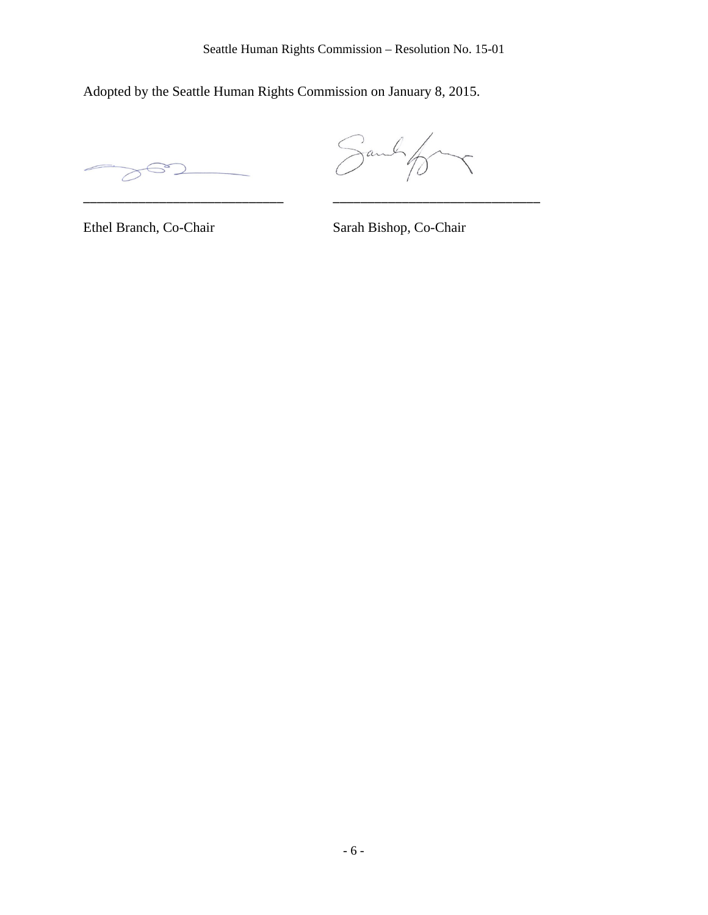Adopted by the Seattle Human Rights Commission on January 8, 2015.

_____________________________ _____________________________

Ethel Branch, Co-Chair Sarah Bishop, Co-Chair